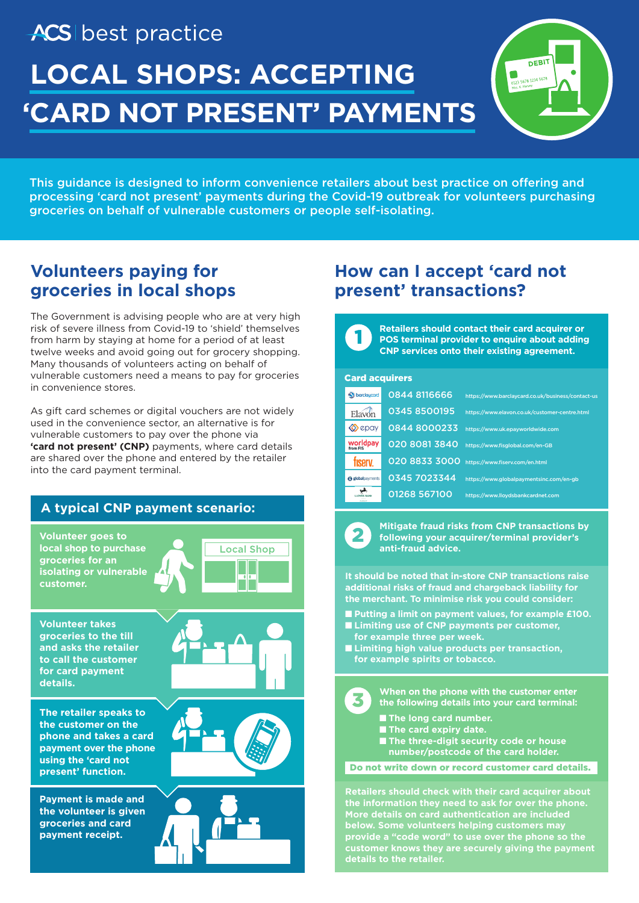ACS | best practice

# LOCAL SHOPS: ACCEPTING 'CARD NOT PRESENT' PAYMENTS

This guidance is designed to inform convenience retailers about best practice on offering and processing 'card not present' payments during the Covid-19 outbreak for volunteers purchasing groceries on behalf of vulnerable customers or people self-isolating.

## Volunteers paying for groceries in local shops

The Government is advising people who are at very high risk of severe illness from Covid-19 to 'shield' themselves from harm by staying at home for a period of at least twelve weeks and avoid going out for grocery shopping. Many thousands of volunteers acting on behalf of vulnerable customers need a means to pay for groceries in convenience stores.

As gift card schemes or digital vouchers are not widely used in the convenience sector, an alternative is for vulnerable customers to pay over the phone via **'card not present' (CNP)** payments, where card details are shared over the phone and entered by the retailer into the card payment terminal.

### A typical CNP payment scenario:

**Volunteer goes to local shop to purchase groceries for an isolating or vulnerable customer.**

Local Shop

**Volunteer takes groceries to the till and asks the retailer to call the customer for card payment details.**

**The retailer speaks to the customer on the phone and takes a card payment over the phone using the 'card not present' function.**

**Payment is made and the volunteer is given groceries and card payment receipt.**

## How can I accept 'card not present' transactions?

**1** **Retailers should contact their card acquirer or POS terminal provider to enquire about adding CNP services onto their existing agreement.**

**Card acquirers**

| Acquirer | Phone | Website |
|---|---|---|
| barclaycard | 0844 8116666 | https://www.barclaycard.co.uk/business/contact-us |
| Elavon | 0345 8500195 | https://www.elavon.co.uk/customer-centre.html |
| epay | 0844 8000233 | https://www.uk.epayworldwide.com |
| worldpay from FIS | 020 8081 3840 | https://www.fisglobal.com/en-GB |
| fiserv. | 020 8833 3000 | https://www.fiserv.com/en.html |
| globalpayments | 0345 7023344 | https://www.globalpaymentsinc.com/en-gb |
| Lloyds Bank | 01268 567100 | https://www.lloydsbankcardnet.com |

**2** **Mitigate fraud risks from CNP transactions by following your acquirer/terminal provider's anti-fraud advice.**

**It should be noted that in-store CNP transactions raise additional risks of fraud and chargeback liability for the merchant. To minimise risk you could consider:**

- **Putting a limit on payment values, for example £100.**
- **Limiting use of CNP payments per customer, for example three per week.**
- **Limiting high value products per transaction, for example spirits or tobacco.**

**3** **When on the phone with the customer enter the following details into your card terminal:**

- **The long card number.**
- **The card expiry date.**
- **The three-digit security code or house number/postcode of the card holder.**

**Do not write down or record customer card details.**

**Retailers should check with their card acquirer about the information they need to ask for over the phone. More details on card authentication are included below. Some volunteers helping customers may provide a "code word" to use over the phone so the customer knows they are securely giving the payment details to the retailer.**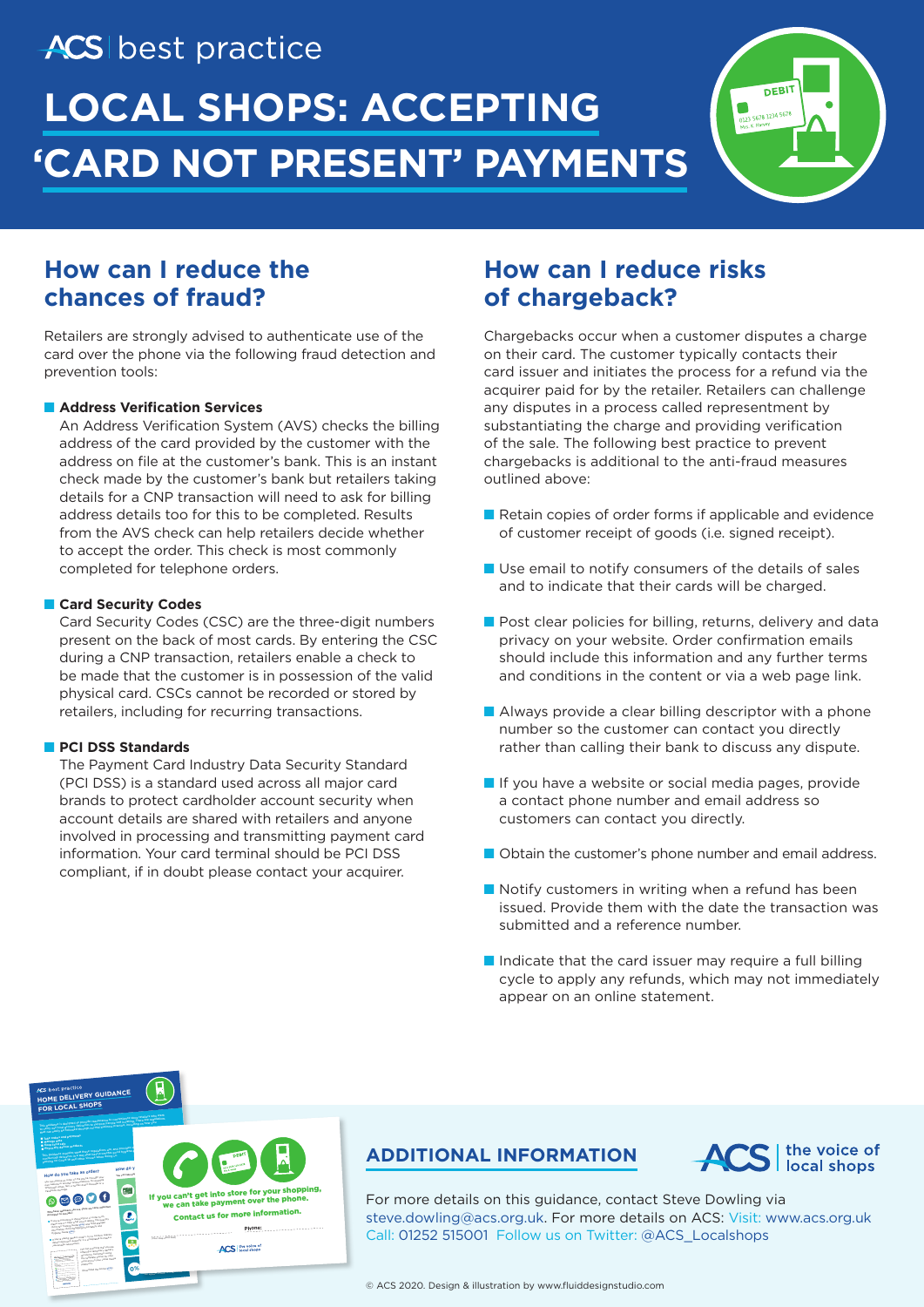ACS best practice

# LOCAL SHOPS: ACCEPTING 'CARD NOT PRESENT' PAYMENTS

## How can I reduce the chances of fraud?

Retailers are strongly advised to authenticate use of the card over the phone via the following fraud detection and prevention tools:

- **Address Verification Services**
  An Address Verification System (AVS) checks the billing address of the card provided by the customer with the address on file at the customer's bank. This is an instant check made by the customer's bank but retailers taking details for a CNP transaction will need to ask for billing address details too for this to be completed. Results from the AVS check can help retailers decide whether to accept the order. This check is most commonly completed for telephone orders.

- **Card Security Codes**
  Card Security Codes (CSC) are the three-digit numbers present on the back of most cards. By entering the CSC during a CNP transaction, retailers enable a check to be made that the customer is in possession of the valid physical card. CSCs cannot be recorded or stored by retailers, including for recurring transactions.

- **PCI DSS Standards**
  The Payment Card Industry Data Security Standard (PCI DSS) is a standard used across all major card brands to protect cardholder account security when account details are shared with retailers and anyone involved in processing and transmitting payment card information. Your card terminal should be PCI DSS compliant, if in doubt please contact your acquirer.

## How can I reduce risks of chargeback?

Chargebacks occur when a customer disputes a charge on their card. The customer typically contacts their card issuer and initiates the process for a refund via the acquirer paid for by the retailer. Retailers can challenge any disputes in a process called representment by substantiating the charge and providing verification of the sale. The following best practice to prevent chargebacks is additional to the anti-fraud measures outlined above:

- Retain copies of order forms if applicable and evidence of customer receipt of goods (i.e. signed receipt).
- Use email to notify consumers of the details of sales and to indicate that their cards will be charged.
- Post clear policies for billing, returns, delivery and data privacy on your website. Order confirmation emails should include this information and any further terms and conditions in the content or via a web page link.
- Always provide a clear billing descriptor with a phone number so the customer can contact you directly rather than calling their bank to discuss any dispute.
- If you have a website or social media pages, provide a contact phone number and email address so customers can contact you directly.
- Obtain the customer's phone number and email address.
- Notify customers in writing when a refund has been issued. Provide them with the date the transaction was submitted and a reference number.
- Indicate that the card issuer may require a full billing cycle to apply any refunds, which may not immediately appear on an online statement.

## ADDITIONAL INFORMATION

ACS the voice of local shops

For more details on this guidance, contact Steve Dowling via steve.dowling@acs.org.uk. For more details on ACS: Visit: www.acs.org.uk Call: 01252 515001 Follow us on Twitter: @ACS_Localshops

© ACS 2020. Design & illustration by www.fluiddesignstudio.com